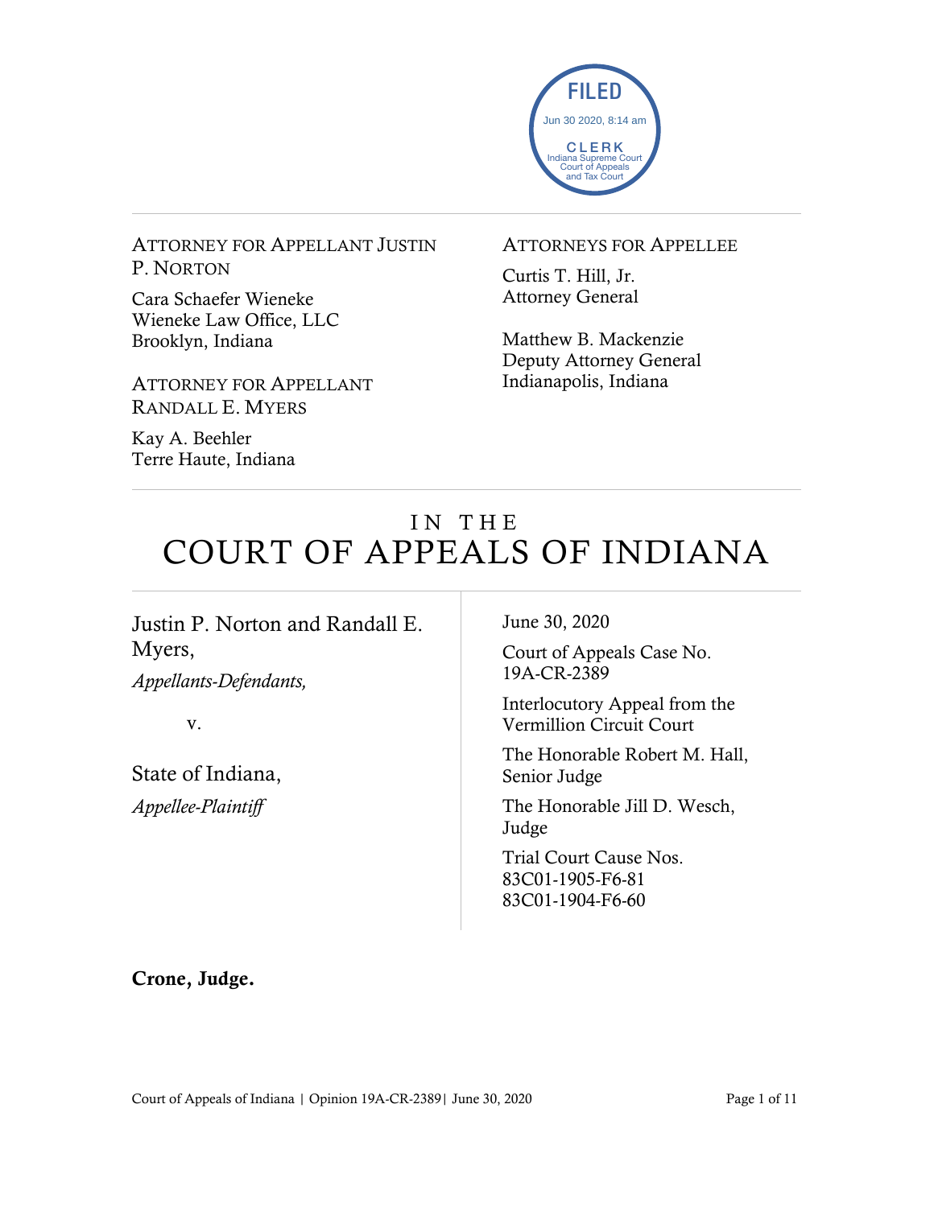FILED
Jun 30 2020, 8:14 am
CLERK
Indiana Supreme Court
Court of Appeals
and Tax Court

ATTORNEY FOR APPELLANT JUSTIN P. NORTON

Cara Schaefer Wieneke
Wieneke Law Office, LLC
Brooklyn, Indiana

ATTORNEY FOR APPELLANT RANDALL E. MYERS

Kay A. Beehler
Terre Haute, Indiana

ATTORNEYS FOR APPELLEE

Curtis T. Hill, Jr.
Attorney General

Matthew B. Mackenzie
Deputy Attorney General
Indianapolis, Indiana

# IN THE COURT OF APPEALS OF INDIANA

Justin P. Norton and Randall E. Myers,
*Appellants-Defendants,*

v.

State of Indiana,
*Appellee-Plaintiff*

June 30, 2020

Court of Appeals Case No. 19A-CR-2389

Interlocutory Appeal from the Vermillion Circuit Court

The Honorable Robert M. Hall, Senior Judge

The Honorable Jill D. Wesch, Judge

Trial Court Cause Nos.
83C01-1905-F6-81
83C01-1904-F6-60

**Crone, Judge.**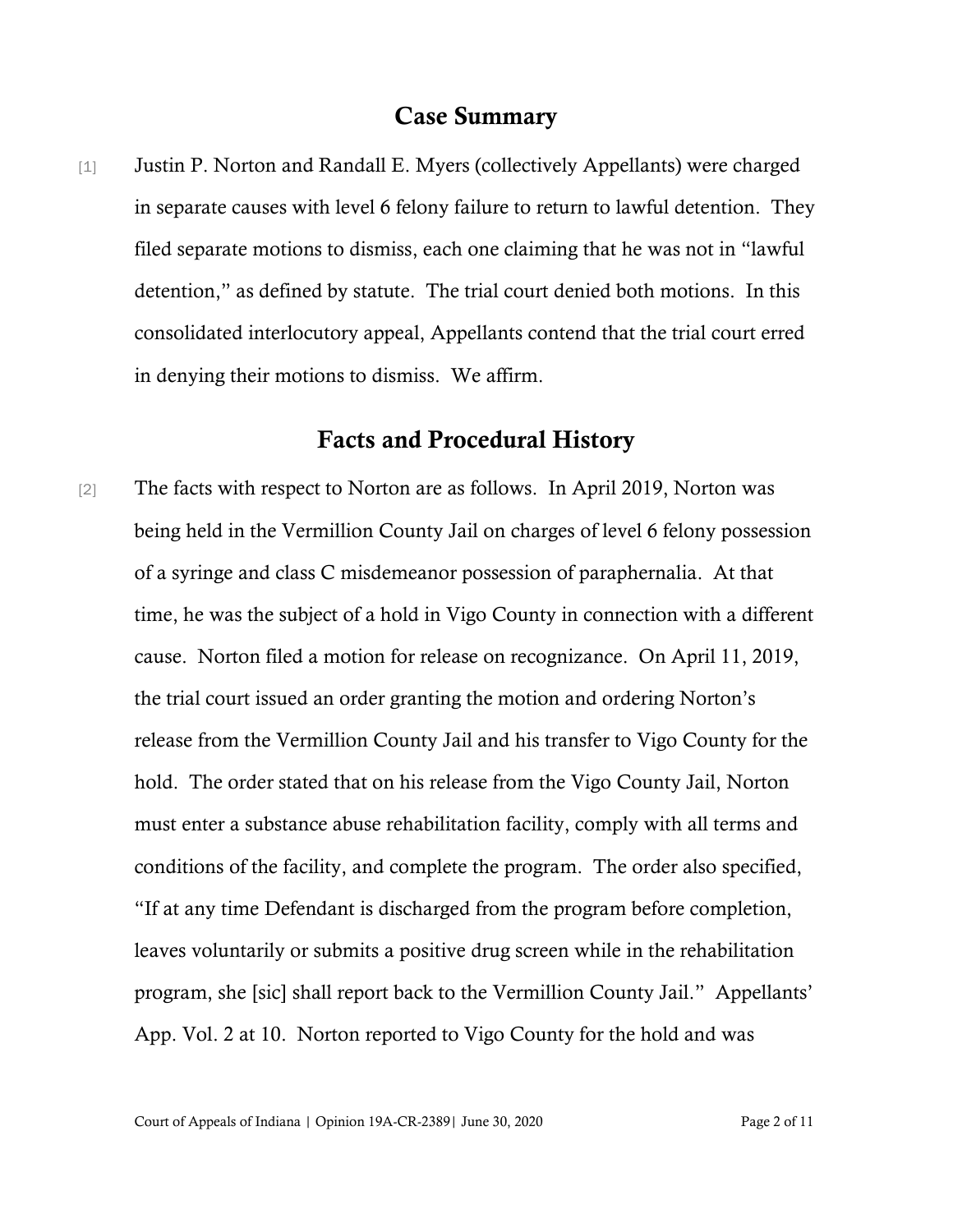## Case Summary

[1] Justin P. Norton and Randall E. Myers (collectively Appellants) were charged in separate causes with level 6 felony failure to return to lawful detention. They filed separate motions to dismiss, each one claiming that he was not in "lawful detention," as defined by statute. The trial court denied both motions. In this consolidated interlocutory appeal, Appellants contend that the trial court erred in denying their motions to dismiss. We affirm.

## Facts and Procedural History

[2] The facts with respect to Norton are as follows. In April 2019, Norton was being held in the Vermillion County Jail on charges of level 6 felony possession of a syringe and class C misdemeanor possession of paraphernalia. At that time, he was the subject of a hold in Vigo County in connection with a different cause. Norton filed a motion for release on recognizance. On April 11, 2019, the trial court issued an order granting the motion and ordering Norton's release from the Vermillion County Jail and his transfer to Vigo County for the hold. The order stated that on his release from the Vigo County Jail, Norton must enter a substance abuse rehabilitation facility, comply with all terms and conditions of the facility, and complete the program. The order also specified, "If at any time Defendant is discharged from the program before completion, leaves voluntarily or submits a positive drug screen while in the rehabilitation program, she [sic] shall report back to the Vermillion County Jail." Appellants' App. Vol. 2 at 10. Norton reported to Vigo County for the hold and was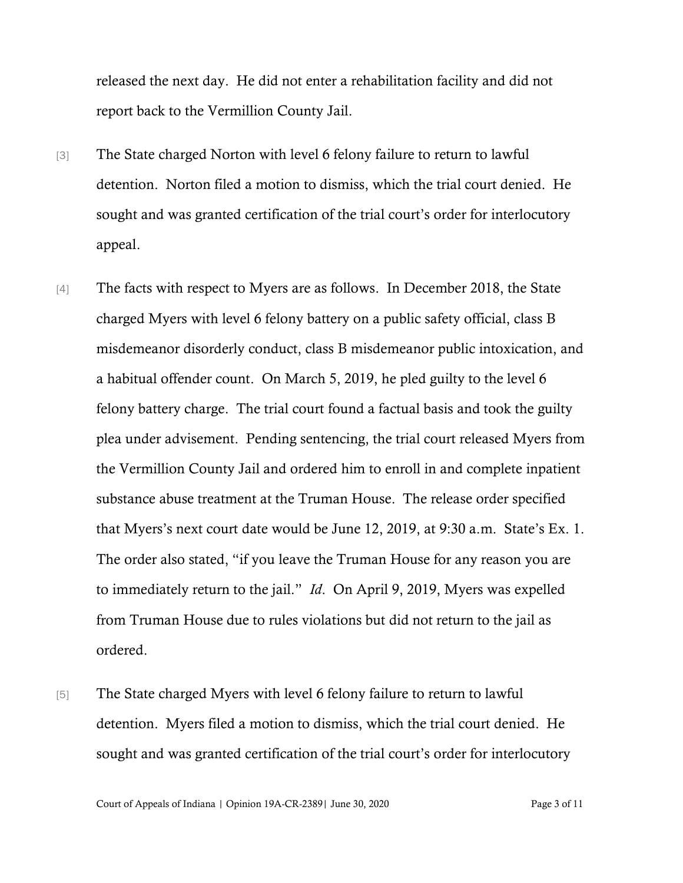released the next day. He did not enter a rehabilitation facility and did not report back to the Vermillion County Jail.

[3] The State charged Norton with level 6 felony failure to return to lawful detention. Norton filed a motion to dismiss, which the trial court denied. He sought and was granted certification of the trial court's order for interlocutory appeal.

[4] The facts with respect to Myers are as follows. In December 2018, the State charged Myers with level 6 felony battery on a public safety official, class B misdemeanor disorderly conduct, class B misdemeanor public intoxication, and a habitual offender count. On March 5, 2019, he pled guilty to the level 6 felony battery charge. The trial court found a factual basis and took the guilty plea under advisement. Pending sentencing, the trial court released Myers from the Vermillion County Jail and ordered him to enroll in and complete inpatient substance abuse treatment at the Truman House. The release order specified that Myers's next court date would be June 12, 2019, at 9:30 a.m. State's Ex. 1. The order also stated, "if you leave the Truman House for any reason you are to immediately return to the jail." *Id*. On April 9, 2019, Myers was expelled from Truman House due to rules violations but did not return to the jail as ordered.

[5] The State charged Myers with level 6 felony failure to return to lawful detention. Myers filed a motion to dismiss, which the trial court denied. He sought and was granted certification of the trial court's order for interlocutory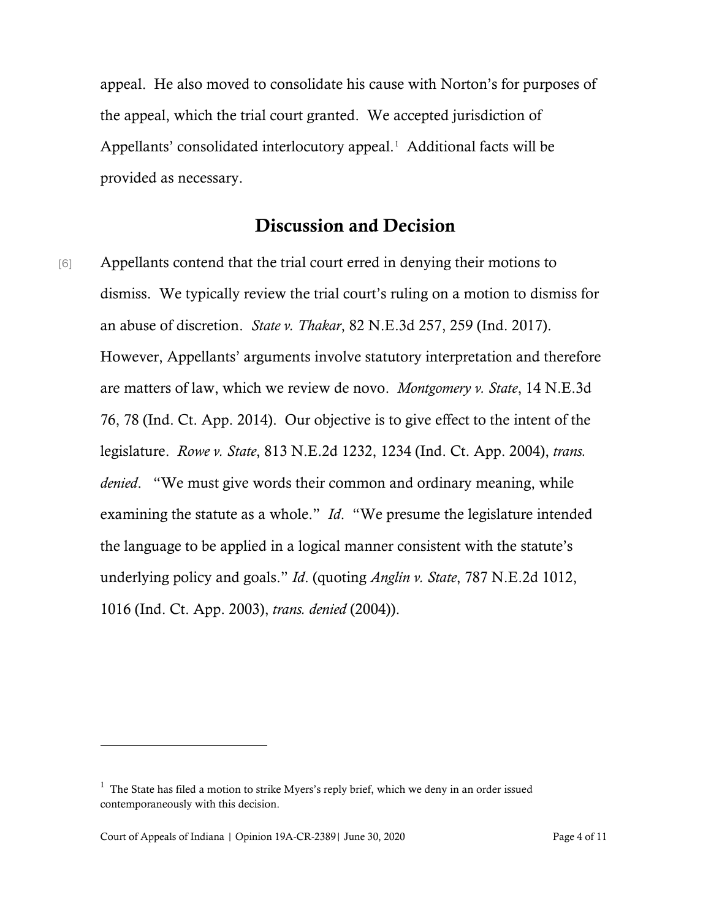appeal. He also moved to consolidate his cause with Norton's for purposes of the appeal, which the trial court granted. We accepted jurisdiction of Appellants' consolidated interlocutory appeal.[1] Additional facts will be provided as necessary.

## Discussion and Decision

[6] Appellants contend that the trial court erred in denying their motions to dismiss. We typically review the trial court's ruling on a motion to dismiss for an abuse of discretion. *State v. Thakar*, 82 N.E.3d 257, 259 (Ind. 2017). However, Appellants' arguments involve statutory interpretation and therefore are matters of law, which we review de novo. *Montgomery v. State*, 14 N.E.3d 76, 78 (Ind. Ct. App. 2014). Our objective is to give effect to the intent of the legislature. *Rowe v. State*, 813 N.E.2d 1232, 1234 (Ind. Ct. App. 2004), *trans. denied*. "We must give words their common and ordinary meaning, while examining the statute as a whole." *Id*. "We presume the legislature intended the language to be applied in a logical manner consistent with the statute's underlying policy and goals." *Id*. (quoting *Anglin v. State*, 787 N.E.2d 1012, 1016 (Ind. Ct. App. 2003), *trans. denied* (2004)).

---

[1] The State has filed a motion to strike Myers's reply brief, which we deny in an order issued contemporaneously with this decision.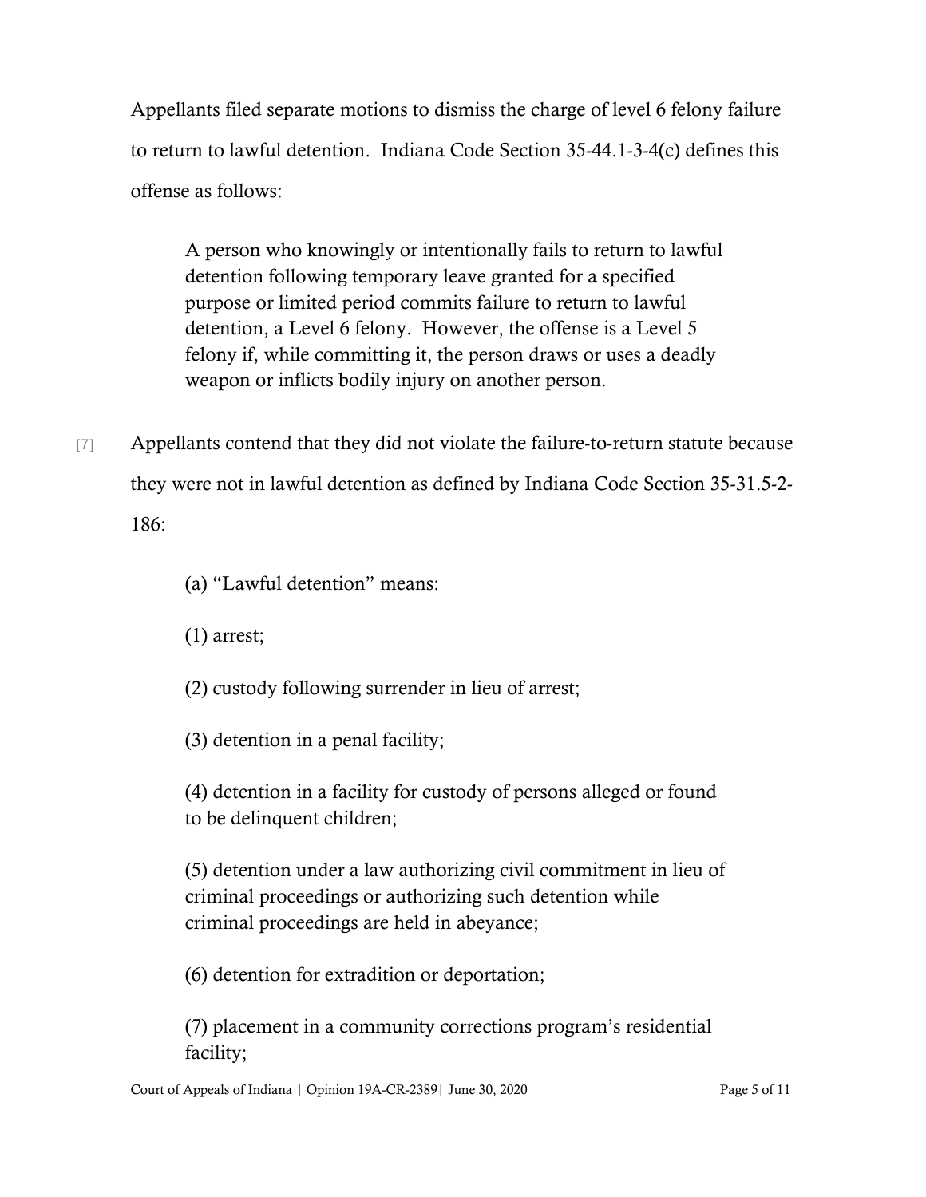Appellants filed separate motions to dismiss the charge of level 6 felony failure to return to lawful detention. Indiana Code Section 35-44.1-3-4(c) defines this offense as follows:

> A person who knowingly or intentionally fails to return to lawful detention following temporary leave granted for a specified purpose or limited period commits failure to return to lawful detention, a Level 6 felony. However, the offense is a Level 5 felony if, while committing it, the person draws or uses a deadly weapon or inflicts bodily injury on another person.

[7] Appellants contend that they did not violate the failure-to-return statute because they were not in lawful detention as defined by Indiana Code Section 35-31.5-2-186:

> (a) "Lawful detention" means:
>
> (1) arrest;
>
> (2) custody following surrender in lieu of arrest;
>
> (3) detention in a penal facility;
>
> (4) detention in a facility for custody of persons alleged or found to be delinquent children;
>
> (5) detention under a law authorizing civil commitment in lieu of criminal proceedings or authorizing such detention while criminal proceedings are held in abeyance;
>
> (6) detention for extradition or deportation;
>
> (7) placement in a community corrections program's residential facility;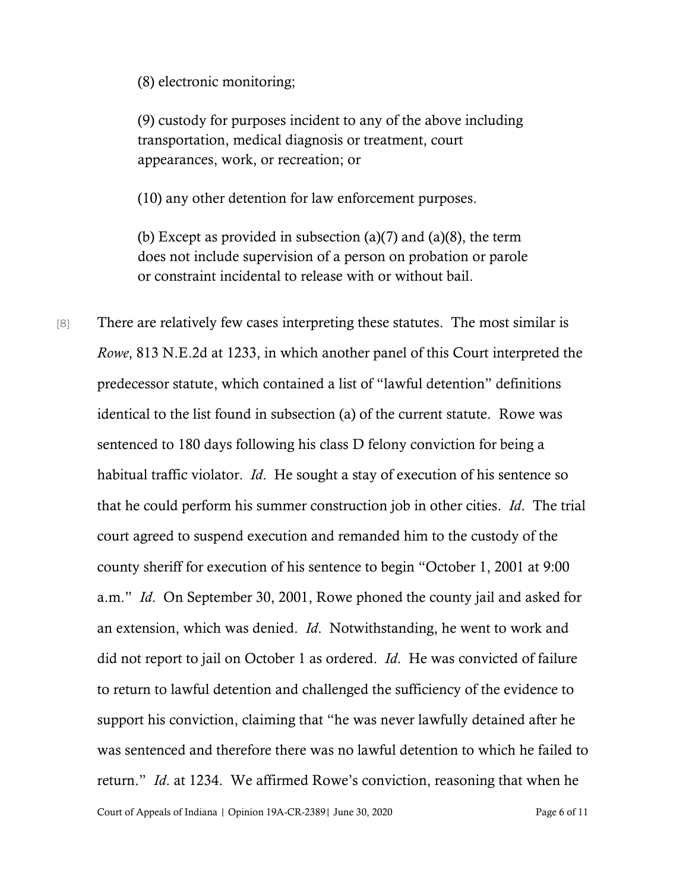(8) electronic monitoring;

(9) custody for purposes incident to any of the above including transportation, medical diagnosis or treatment, court appearances, work, or recreation; or

(10) any other detention for law enforcement purposes.

(b) Except as provided in subsection (a)(7) and (a)(8), the term does not include supervision of a person on probation or parole or constraint incidental to release with or without bail.

[8] There are relatively few cases interpreting these statutes. The most similar is *Rowe*, 813 N.E.2d at 1233, in which another panel of this Court interpreted the predecessor statute, which contained a list of "lawful detention" definitions identical to the list found in subsection (a) of the current statute. Rowe was sentenced to 180 days following his class D felony conviction for being a habitual traffic violator. *Id*. He sought a stay of execution of his sentence so that he could perform his summer construction job in other cities. *Id*. The trial court agreed to suspend execution and remanded him to the custody of the county sheriff for execution of his sentence to begin "October 1, 2001 at 9:00 a.m." *Id*. On September 30, 2001, Rowe phoned the county jail and asked for an extension, which was denied. *Id*. Notwithstanding, he went to work and did not report to jail on October 1 as ordered. *Id*. He was convicted of failure to return to lawful detention and challenged the sufficiency of the evidence to support his conviction, claiming that "he was never lawfully detained after he was sentenced and therefore there was no lawful detention to which he failed to return." *Id*. at 1234. We affirmed Rowe's conviction, reasoning that when he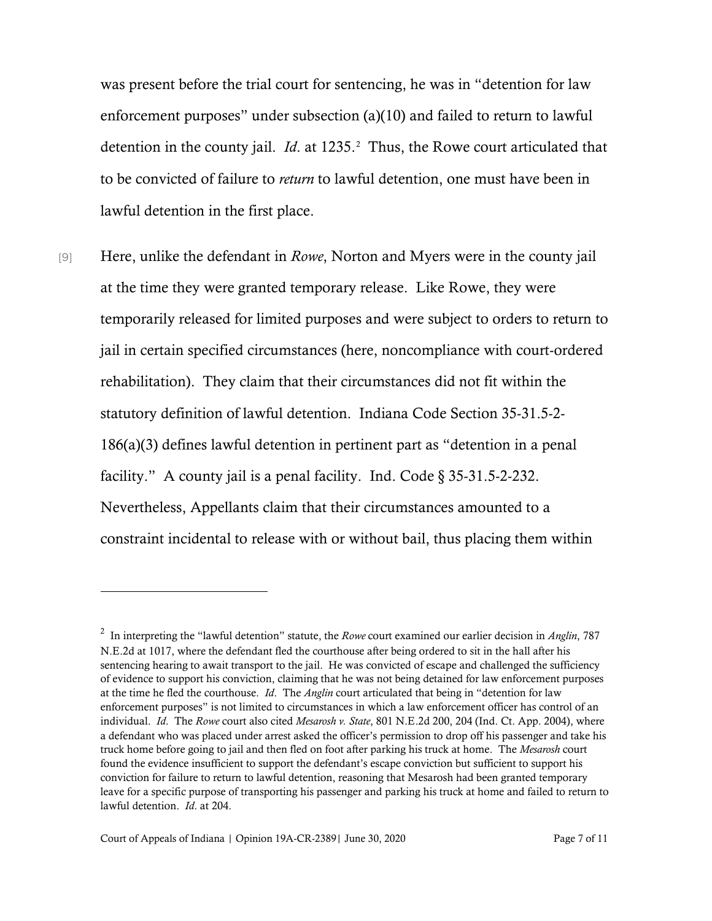was present before the trial court for sentencing, he was in "detention for law enforcement purposes" under subsection (a)(10) and failed to return to lawful detention in the county jail. *Id*. at 1235.[2] Thus, the Rowe court articulated that to be convicted of failure to *return* to lawful detention, one must have been in lawful detention in the first place.

[9] Here, unlike the defendant in *Rowe*, Norton and Myers were in the county jail at the time they were granted temporary release. Like Rowe, they were temporarily released for limited purposes and were subject to orders to return to jail in certain specified circumstances (here, noncompliance with court-ordered rehabilitation). They claim that their circumstances did not fit within the statutory definition of lawful detention. Indiana Code Section 35-31.5-2-186(a)(3) defines lawful detention in pertinent part as "detention in a penal facility." A county jail is a penal facility. Ind. Code § 35-31.5-2-232. Nevertheless, Appellants claim that their circumstances amounted to a constraint incidental to release with or without bail, thus placing them within

---

[2] In interpreting the "lawful detention" statute, the *Rowe* court examined our earlier decision in *Anglin*, 787 N.E.2d at 1017, where the defendant fled the courthouse after being ordered to sit in the hall after his sentencing hearing to await transport to the jail. He was convicted of escape and challenged the sufficiency of evidence to support his conviction, claiming that he was not being detained for law enforcement purposes at the time he fled the courthouse. *Id*. The *Anglin* court articulated that being in "detention for law enforcement purposes" is not limited to circumstances in which a law enforcement officer has control of an individual. *Id*. The *Rowe* court also cited *Mesarosh v. State*, 801 N.E.2d 200, 204 (Ind. Ct. App. 2004), where a defendant who was placed under arrest asked the officer's permission to drop off his passenger and take his truck home before going to jail and then fled on foot after parking his truck at home. The *Mesarosh* court found the evidence insufficient to support the defendant's escape conviction but sufficient to support his conviction for failure to return to lawful detention, reasoning that Mesarosh had been granted temporary leave for a specific purpose of transporting his passenger and parking his truck at home and failed to return to lawful detention. *Id*. at 204.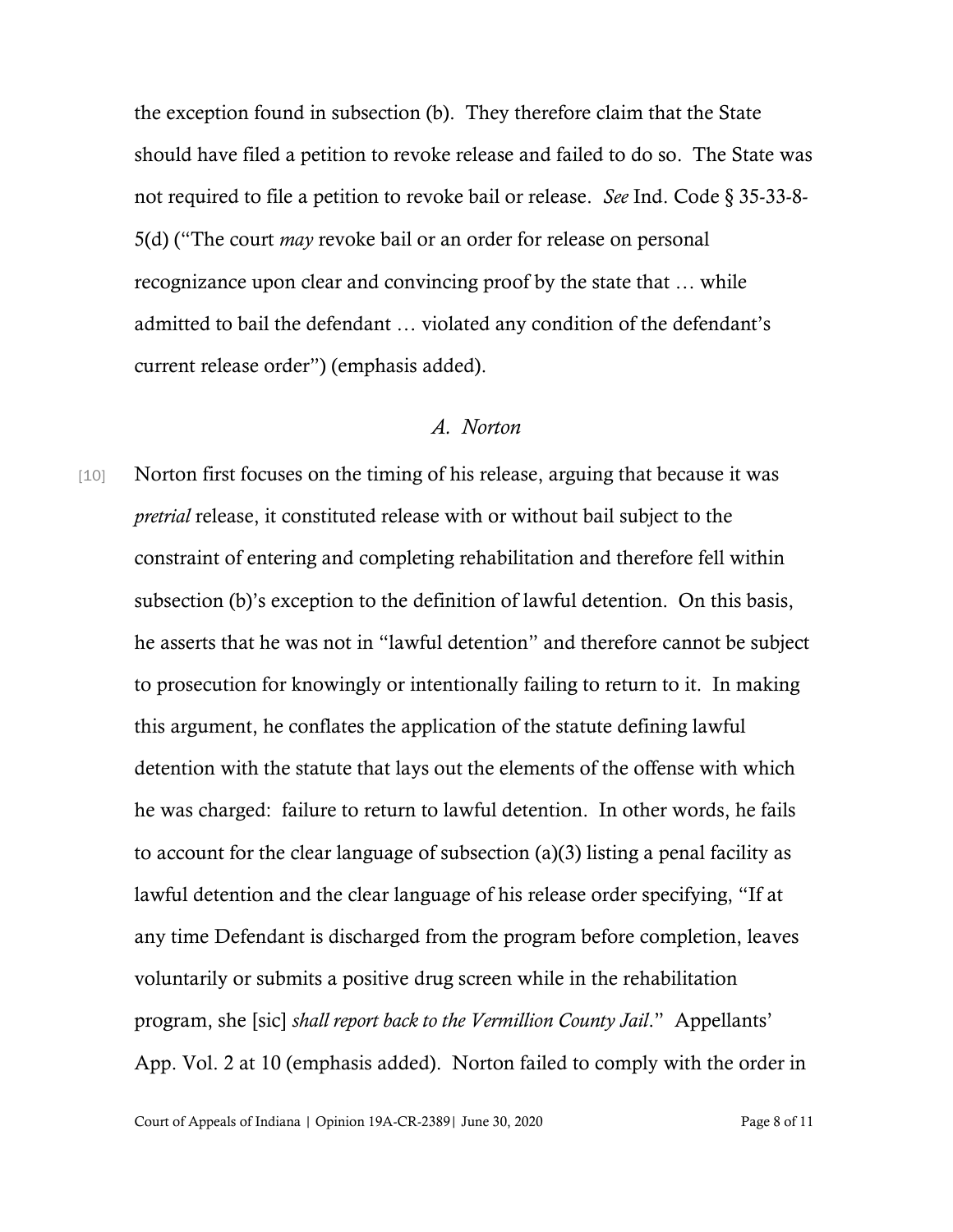the exception found in subsection (b). They therefore claim that the State should have filed a petition to revoke release and failed to do so. The State was not required to file a petition to revoke bail or release. *See* Ind. Code § 35-33-8-5(d) ("The court *may* revoke bail or an order for release on personal recognizance upon clear and convincing proof by the state that … while admitted to bail the defendant … violated any condition of the defendant's current release order") (emphasis added).

### *A. Norton*

[10] Norton first focuses on the timing of his release, arguing that because it was *pretrial* release, it constituted release with or without bail subject to the constraint of entering and completing rehabilitation and therefore fell within subsection (b)'s exception to the definition of lawful detention. On this basis, he asserts that he was not in "lawful detention" and therefore cannot be subject to prosecution for knowingly or intentionally failing to return to it. In making this argument, he conflates the application of the statute defining lawful detention with the statute that lays out the elements of the offense with which he was charged: failure to return to lawful detention. In other words, he fails to account for the clear language of subsection (a)(3) listing a penal facility as lawful detention and the clear language of his release order specifying, "If at any time Defendant is discharged from the program before completion, leaves voluntarily or submits a positive drug screen while in the rehabilitation program, she [sic] *shall report back to the Vermillion County Jail*." Appellants' App. Vol. 2 at 10 (emphasis added). Norton failed to comply with the order in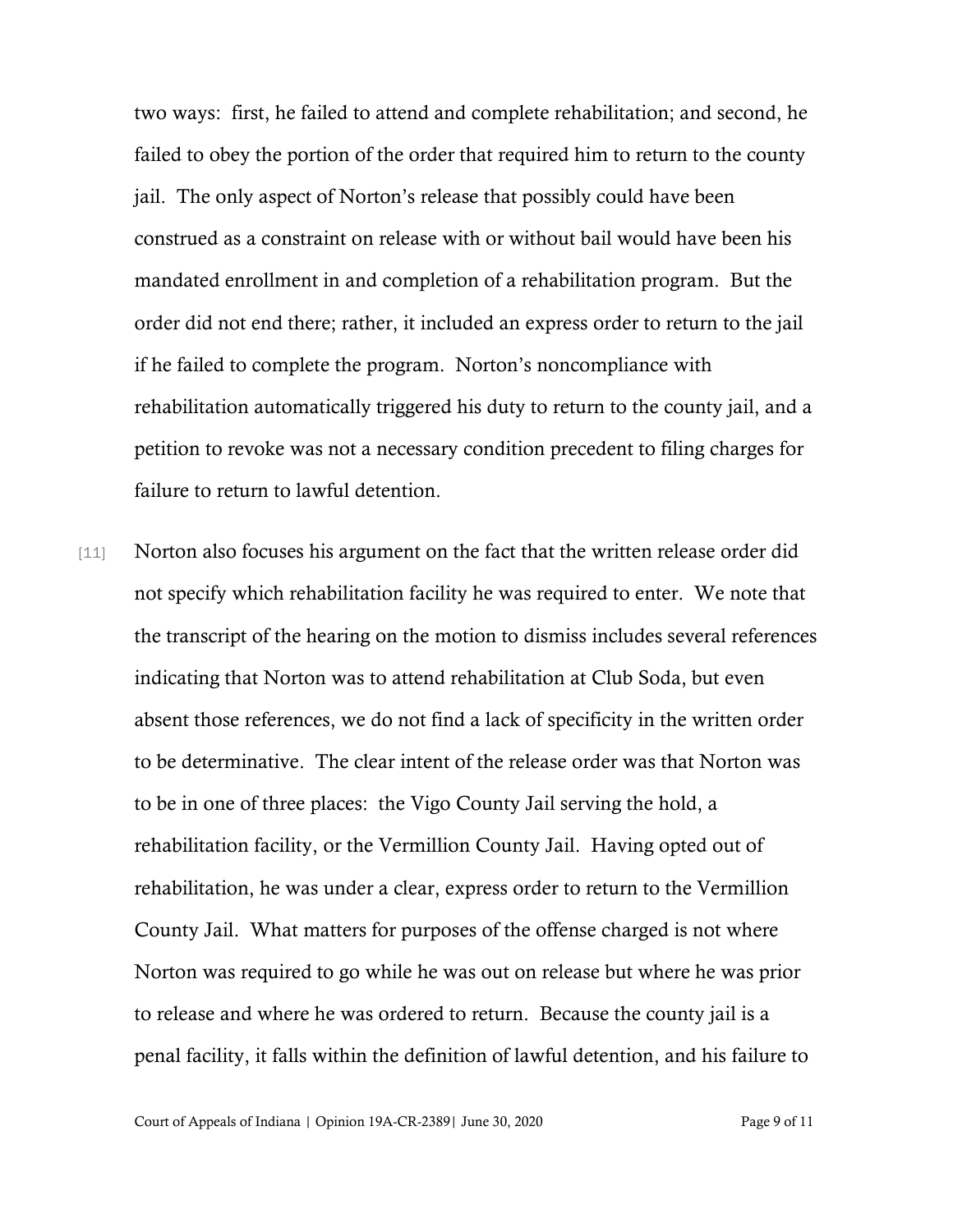two ways: first, he failed to attend and complete rehabilitation; and second, he failed to obey the portion of the order that required him to return to the county jail. The only aspect of Norton's release that possibly could have been construed as a constraint on release with or without bail would have been his mandated enrollment in and completion of a rehabilitation program. But the order did not end there; rather, it included an express order to return to the jail if he failed to complete the program. Norton's noncompliance with rehabilitation automatically triggered his duty to return to the county jail, and a petition to revoke was not a necessary condition precedent to filing charges for failure to return to lawful detention.

[11] Norton also focuses his argument on the fact that the written release order did not specify which rehabilitation facility he was required to enter. We note that the transcript of the hearing on the motion to dismiss includes several references indicating that Norton was to attend rehabilitation at Club Soda, but even absent those references, we do not find a lack of specificity in the written order to be determinative. The clear intent of the release order was that Norton was to be in one of three places: the Vigo County Jail serving the hold, a rehabilitation facility, or the Vermillion County Jail. Having opted out of rehabilitation, he was under a clear, express order to return to the Vermillion County Jail. What matters for purposes of the offense charged is not where Norton was required to go while he was out on release but where he was prior to release and where he was ordered to return. Because the county jail is a penal facility, it falls within the definition of lawful detention, and his failure to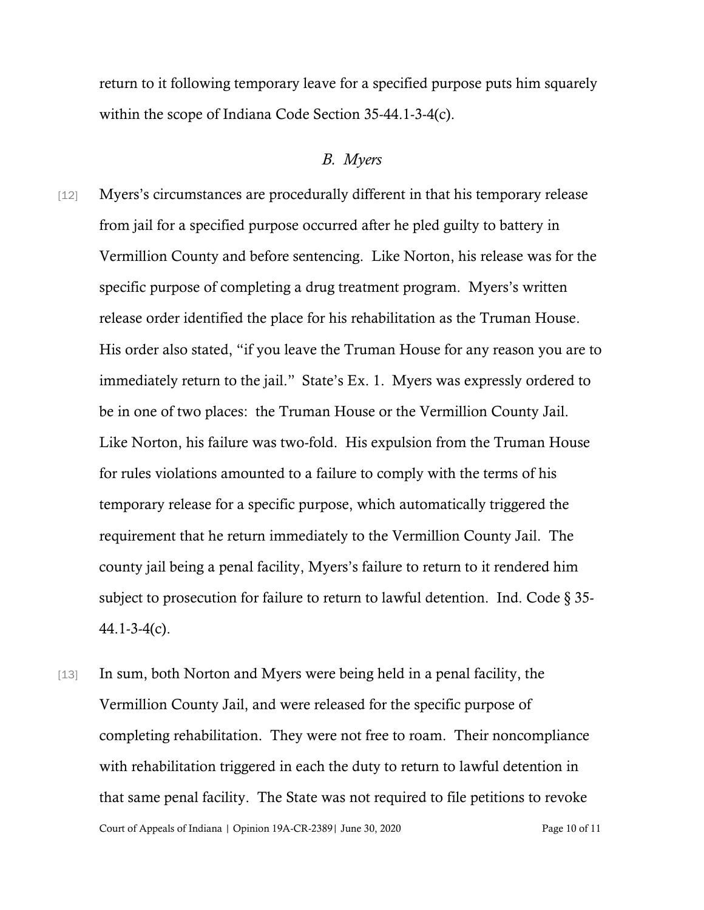return to it following temporary leave for a specified purpose puts him squarely within the scope of Indiana Code Section 35-44.1-3-4(c).

### *B. Myers*

[12] Myers's circumstances are procedurally different in that his temporary release from jail for a specified purpose occurred after he pled guilty to battery in Vermillion County and before sentencing. Like Norton, his release was for the specific purpose of completing a drug treatment program. Myers's written release order identified the place for his rehabilitation as the Truman House. His order also stated, "if you leave the Truman House for any reason you are to immediately return to the jail." State's Ex. 1. Myers was expressly ordered to be in one of two places: the Truman House or the Vermillion County Jail. Like Norton, his failure was two-fold. His expulsion from the Truman House for rules violations amounted to a failure to comply with the terms of his temporary release for a specific purpose, which automatically triggered the requirement that he return immediately to the Vermillion County Jail. The county jail being a penal facility, Myers's failure to return to it rendered him subject to prosecution for failure to return to lawful detention. Ind. Code § 35-44.1-3-4(c).

[13] In sum, both Norton and Myers were being held in a penal facility, the Vermillion County Jail, and were released for the specific purpose of completing rehabilitation. They were not free to roam. Their noncompliance with rehabilitation triggered in each the duty to return to lawful detention in that same penal facility. The State was not required to file petitions to revoke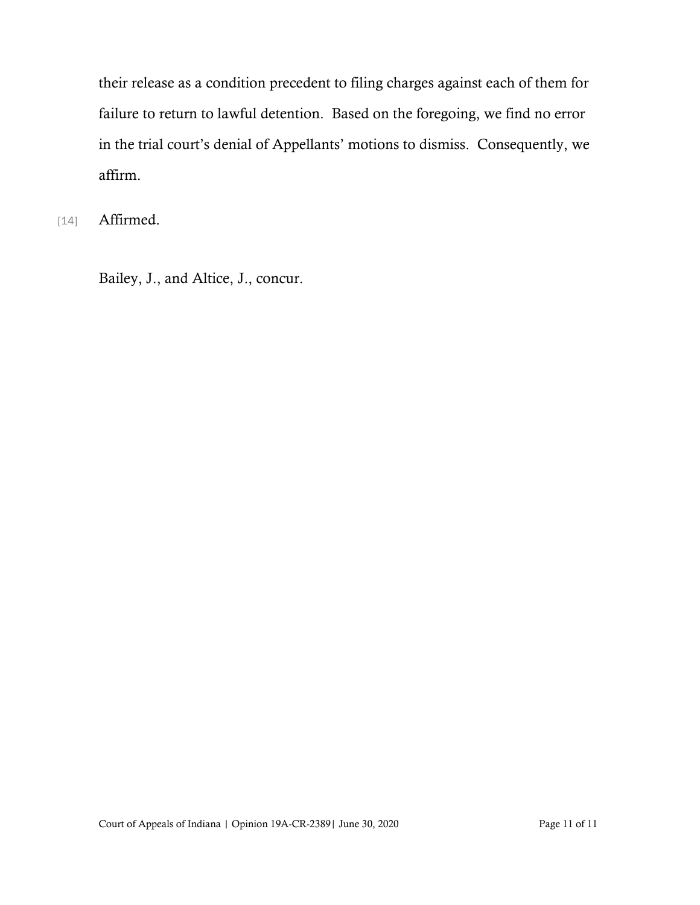their release as a condition precedent to filing charges against each of them for failure to return to lawful detention. Based on the foregoing, we find no error in the trial court's denial of Appellants' motions to dismiss. Consequently, we affirm.

[14] Affirmed.

Bailey, J., and Altice, J., concur.